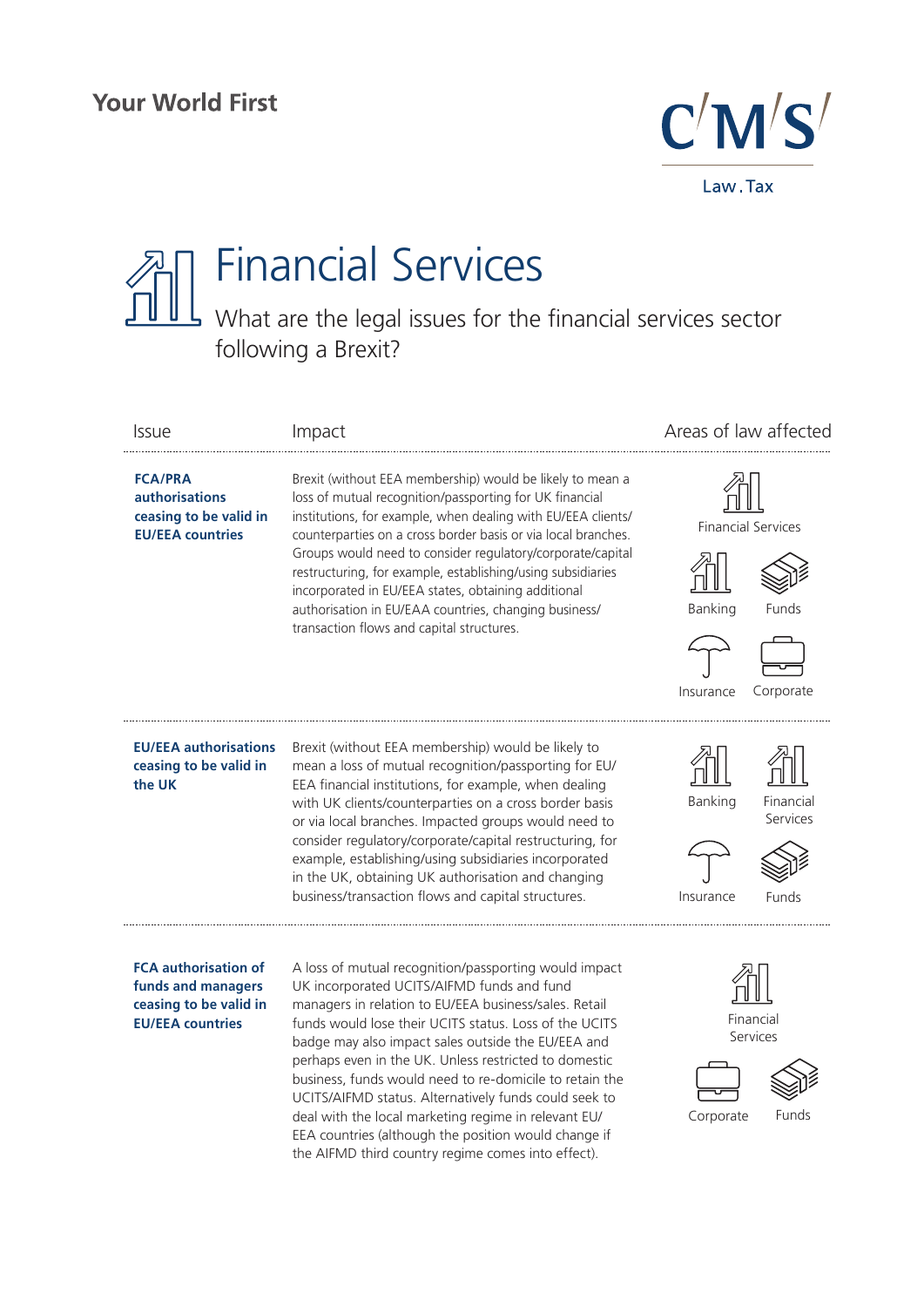Your World First

CMS Law.Tax

# Financial Services

## What are the legal issues for the financial services sector following a Brexit?

| Issue | Impact | Areas of law affected |
|---|---|---|
| **FCA/PRA authorisations ceasing to be valid in EU/EEA countries** | Brexit (without EEA membership) would be likely to mean a loss of mutual recognition/passporting for UK financial institutions, for example, when dealing with EU/EEA clients/counterparties on a cross border basis or via local branches. Groups would need to consider regulatory/corporate/capital restructuring, for example, establishing/using subsidiaries incorporated in EU/EEA states, obtaining additional authorisation in EU/EAA countries, changing business/transaction flows and capital structures. | Financial Services, Banking, Funds, Insurance, Corporate |
| **EU/EEA authorisations ceasing to be valid in the UK** | Brexit (without EEA membership) would be likely to mean a loss of mutual recognition/passporting for EU/EEA financial institutions, for example, when dealing with UK clients/counterparties on a cross border basis or via local branches. Impacted groups would need to consider regulatory/corporate/capital restructuring, for example, establishing/using subsidiaries incorporated in the UK, obtaining UK authorisation and changing business/transaction flows and capital structures. | Banking, Financial Services, Insurance, Funds |
| **FCA authorisation of funds and managers ceasing to be valid in EU/EEA countries** | A loss of mutual recognition/passporting would impact UK incorporated UCITS/AIFMD funds and fund managers in relation to EU/EEA business/sales. Retail funds would lose their UCITS status. Loss of the UCITS badge may also impact sales outside the EU/EEA and perhaps even in the UK. Unless restricted to domestic business, funds would need to re-domicile to retain the UCITS/AIFMD status. Alternatively funds could seek to deal with the local marketing regime in relevant EU/EEA countries (although the position would change if the AIFMD third country regime comes into effect). | Financial Services, Corporate, Funds |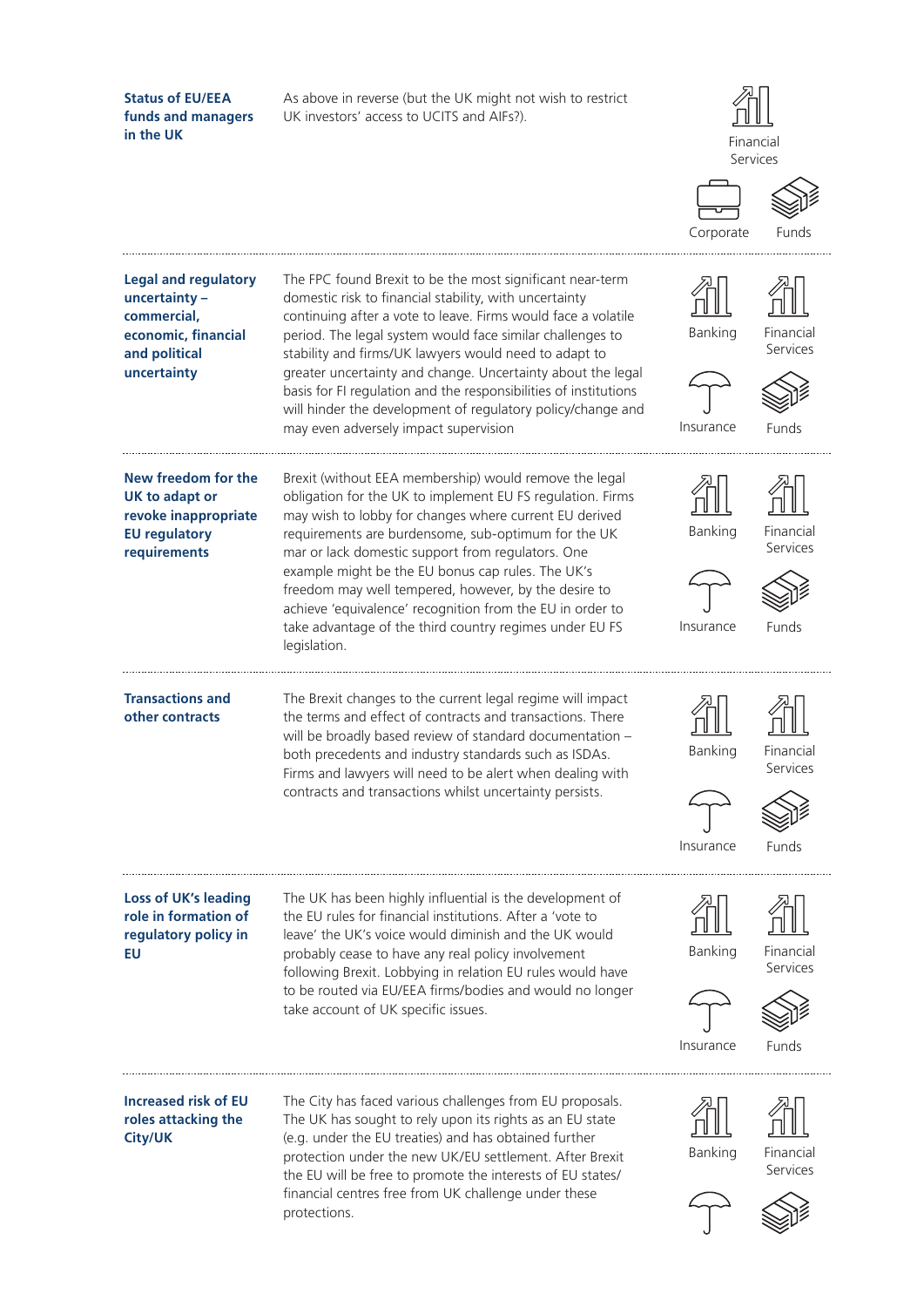| Issue | Description | Sectors affected |
| --- | --- | --- |
| **Status of EU/EEA funds and managers in the UK** | As above in reverse (but the UK might not wish to restrict UK investors' access to UCITS and AIFs?). | Financial Services, Corporate, Funds |
| **Legal and regulatory uncertainty – commercial, economic, financial and political uncertainty** | The FPC found Brexit to be the most significant near-term domestic risk to financial stability, with uncertainty continuing after a vote to leave. Firms would face a volatile period. The legal system would face similar challenges to stability and firms/UK lawyers would need to adapt to greater uncertainty and change. Uncertainty about the legal basis for FI regulation and the responsibilities of institutions will hinder the development of regulatory policy/change and may even adversely impact supervision | Banking, Financial Services, Insurance, Funds |
| **New freedom for the UK to adapt or revoke inappropriate EU regulatory requirements** | Brexit (without EEA membership) would remove the legal obligation for the UK to implement EU FS regulation. Firms may wish to lobby for changes where current EU derived requirements are burdensome, sub-optimum for the UK mar or lack domestic support from regulators. One example might be the EU bonus cap rules. The UK's freedom may well tempered, however, by the desire to achieve 'equivalence' recognition from the EU in order to take advantage of the third country regimes under EU FS legislation. | Banking, Financial Services, Insurance, Funds |
| **Transactions and other contracts** | The Brexit changes to the current legal regime will impact the terms and effect of contracts and transactions. There will be broadly based review of standard documentation – both precedents and industry standards such as ISDAs. Firms and lawyers will need to be alert when dealing with contracts and transactions whilst uncertainty persists. | Banking, Financial Services, Insurance, Funds |
| **Loss of UK's leading role in formation of regulatory policy in EU** | The UK has been highly influential is the development of the EU rules for financial institutions. After a 'vote to leave' the UK's voice would diminish and the UK would probably cease to have any real policy involvement following Brexit. Lobbying in relation EU rules would have to be routed via EU/EEA firms/bodies and would no longer take account of UK specific issues. | Banking, Financial Services, Insurance, Funds |
| **Increased risk of EU roles attacking the City/UK** | The City has faced various challenges from EU proposals. The UK has sought to rely upon its rights as an EU state (e.g. under the EU treaties) and has obtained further protection under the new UK/EU settlement. After Brexit the EU will be free to promote the interests of EU states/ financial centres free from UK challenge under these protections. | Banking, Financial Services |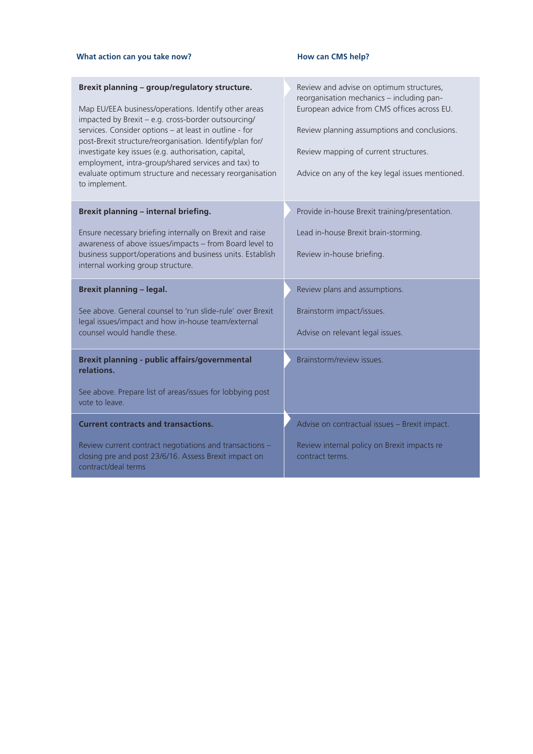| What action can you take now? | How can CMS help? |
|---|---|
| **Brexit planning – group/regulatory structure.**<br><br>Map EU/EEA business/operations. Identify other areas impacted by Brexit – e.g. cross-border outsourcing/services. Consider options – at least in outline - for post-Brexit structure/reorganisation. Identify/plan for/investigate key issues (e.g. authorisation, capital, employment, intra-group/shared services and tax) to evaluate optimum structure and necessary reorganisation to implement. | Review and advise on optimum structures, reorganisation mechanics – including pan-European advice from CMS offices across EU.<br><br>Review planning assumptions and conclusions.<br><br>Review mapping of current structures.<br><br>Advice on any of the key legal issues mentioned. |
| **Brexit planning – internal briefing.**<br><br>Ensure necessary briefing internally on Brexit and raise awareness of above issues/impacts – from Board level to business support/operations and business units. Establish internal working group structure. | Provide in-house Brexit training/presentation.<br><br>Lead in-house Brexit brain-storming.<br><br>Review in-house briefing. |
| **Brexit planning – legal.**<br><br>See above. General counsel to 'run slide-rule' over Brexit legal issues/impact and how in-house team/external counsel would handle these. | Review plans and assumptions.<br><br>Brainstorm impact/issues.<br><br>Advise on relevant legal issues. |
| **Brexit planning - public affairs/governmental relations.**<br><br>See above. Prepare list of areas/issues for lobbying post vote to leave. | Brainstorm/review issues. |
| **Current contracts and transactions.**<br><br>Review current contract negotiations and transactions – closing pre and post 23/6/16. Assess Brexit impact on contract/deal terms | Advise on contractual issues – Brexit impact.<br><br>Review internal policy on Brexit impacts re contract terms. |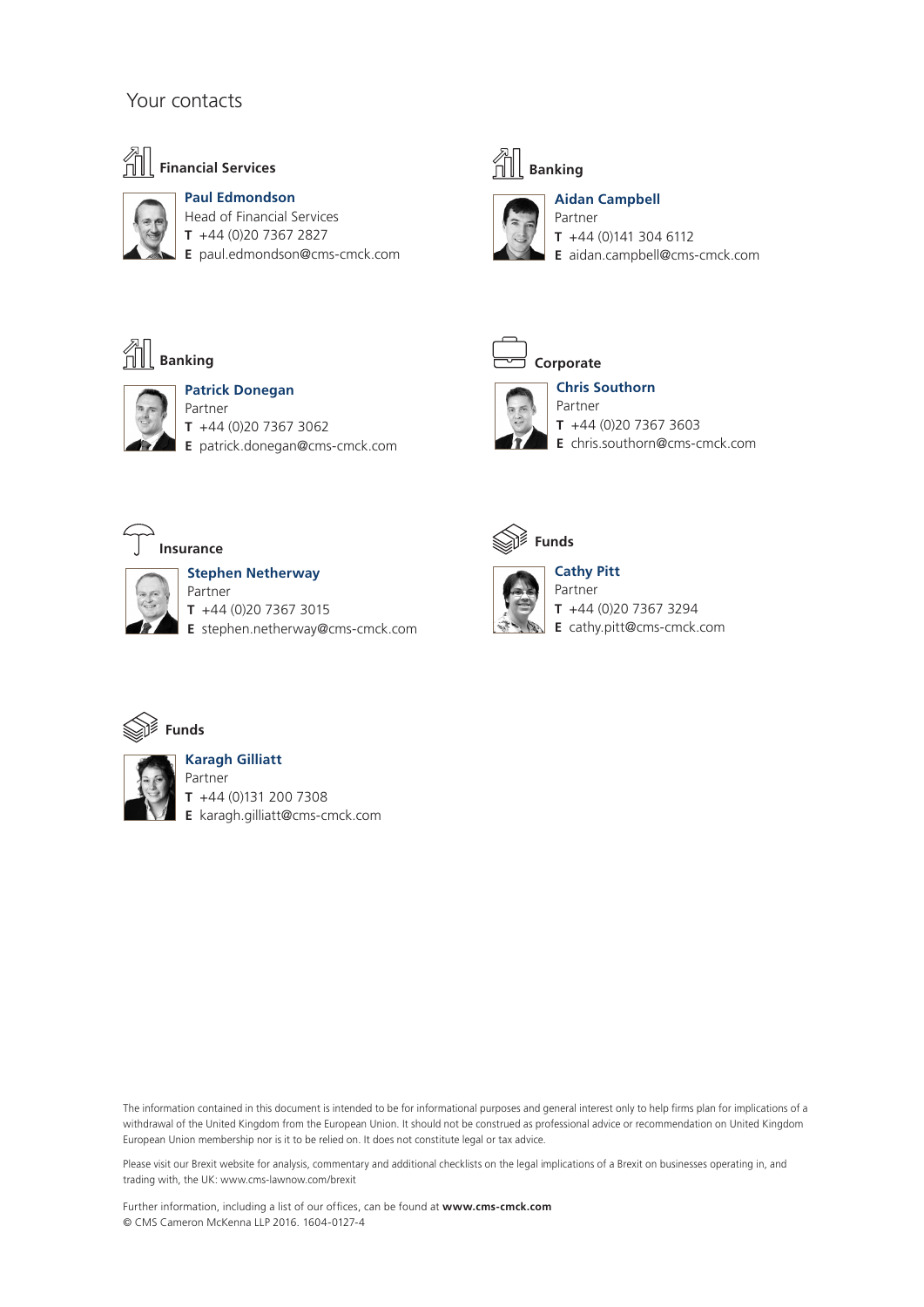# Your contacts

### Financial Services

**Paul Edmondson**
Head of Financial Services
**T** +44 (0)20 7367 2827
**E** paul.edmondson@cms-cmck.com

### Banking

**Aidan Campbell**
Partner
**T** +44 (0)141 304 6112
**E** aidan.campbell@cms-cmck.com

### Banking

**Patrick Donegan**
Partner
**T** +44 (0)20 7367 3062
**E** patrick.donegan@cms-cmck.com

### Corporate

**Chris Southorn**
Partner
**T** +44 (0)20 7367 3603
**E** chris.southorn@cms-cmck.com

### Insurance

**Stephen Netherway**
Partner
**T** +44 (0)20 7367 3015
**E** stephen.netherway@cms-cmck.com

### Funds

**Cathy Pitt**
Partner
**T** +44 (0)20 7367 3294
**E** cathy.pitt@cms-cmck.com

### Funds

**Karagh Gilliatt**
Partner
**T** +44 (0)131 200 7308
**E** karagh.gilliatt@cms-cmck.com

The information contained in this document is intended to be for informational purposes and general interest only to help firms plan for implications of a withdrawal of the United Kingdom from the European Union. It should not be construed as professional advice or recommendation on United Kingdom European Union membership nor is it to be relied on. It does not constitute legal or tax advice.

Please visit our Brexit website for analysis, commentary and additional checklists on the legal implications of a Brexit on businesses operating in, and trading with, the UK: www.cms-lawnow.com/brexit

Further information, including a list of our offices, can be found at **www.cms-cmck.com**
© CMS Cameron McKenna LLP 2016. 1604-0127-4